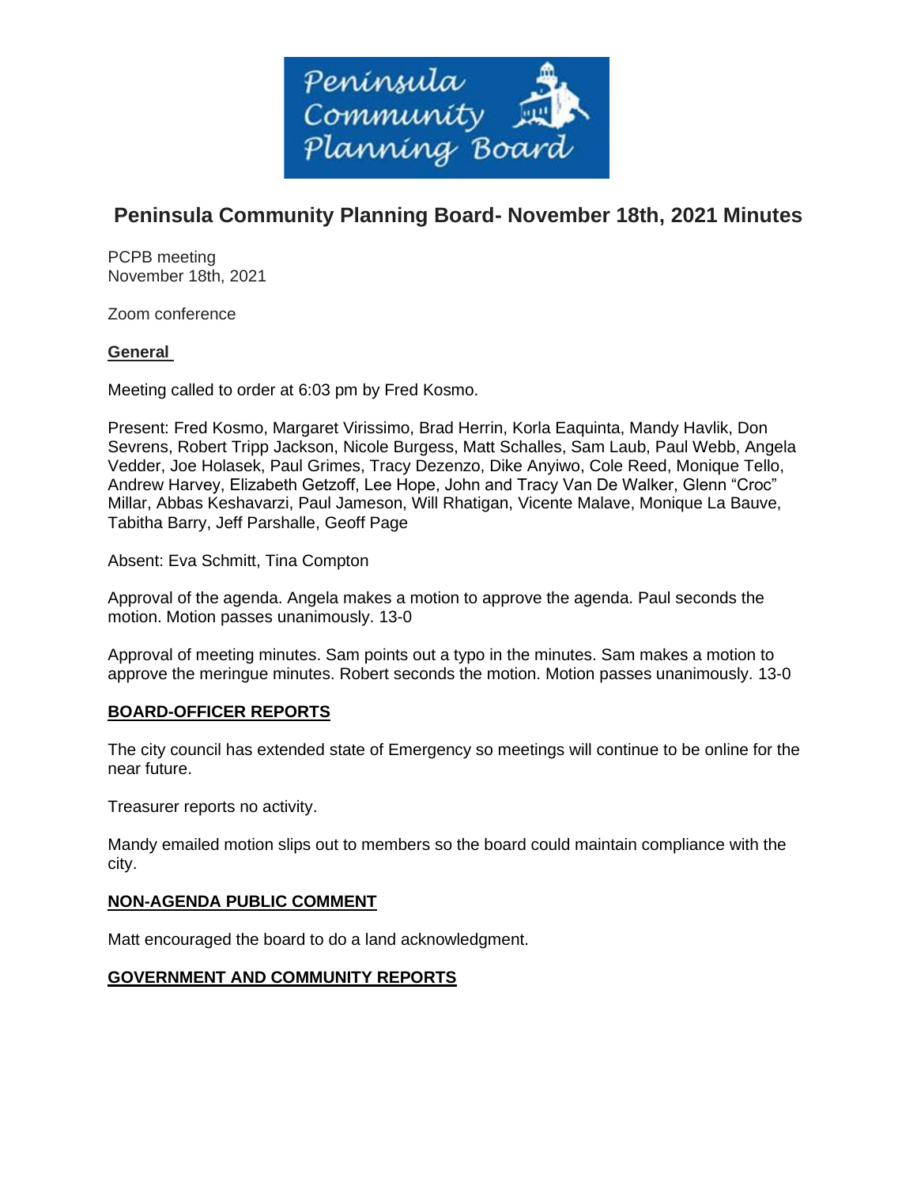# Peninsula Community Planning Board- November 18th, 2021 Minutes

PCPB meeting
November 18th, 2021

Zoom conference

**General**

Meeting called to order at 6:03 pm by Fred Kosmo.

Present: Fred Kosmo, Margaret Virissimo, Brad Herrin, Korla Eaquinta, Mandy Havlik, Don Sevrens, Robert Tripp Jackson, Nicole Burgess, Matt Schalles, Sam Laub, Paul Webb, Angela Vedder, Joe Holasek, Paul Grimes, Tracy Dezenzo, Dike Anyiwo, Cole Reed, Monique Tello, Andrew Harvey, Elizabeth Getzoff, Lee Hope, John and Tracy Van De Walker, Glenn "Croc" Millar, Abbas Keshavarzi, Paul Jameson, Will Rhatigan, Vicente Malave, Monique La Bauve, Tabitha Barry, Jeff Parshalle, Geoff Page

Absent: Eva Schmitt, Tina Compton

Approval of the agenda. Angela makes a motion to approve the agenda. Paul seconds the motion. Motion passes unanimously. 13-0

Approval of meeting minutes. Sam points out a typo in the minutes. Sam makes a motion to approve the meringue minutes. Robert seconds the motion. Motion passes unanimously. 13-0

**BOARD-OFFICER REPORTS**

The city council has extended state of Emergency so meetings will continue to be online for the near future.

Treasurer reports no activity.

Mandy emailed motion slips out to members so the board could maintain compliance with the city.

**NON-AGENDA PUBLIC COMMENT**

Matt encouraged the board to do a land acknowledgment.

**GOVERNMENT AND COMMUNITY REPORTS**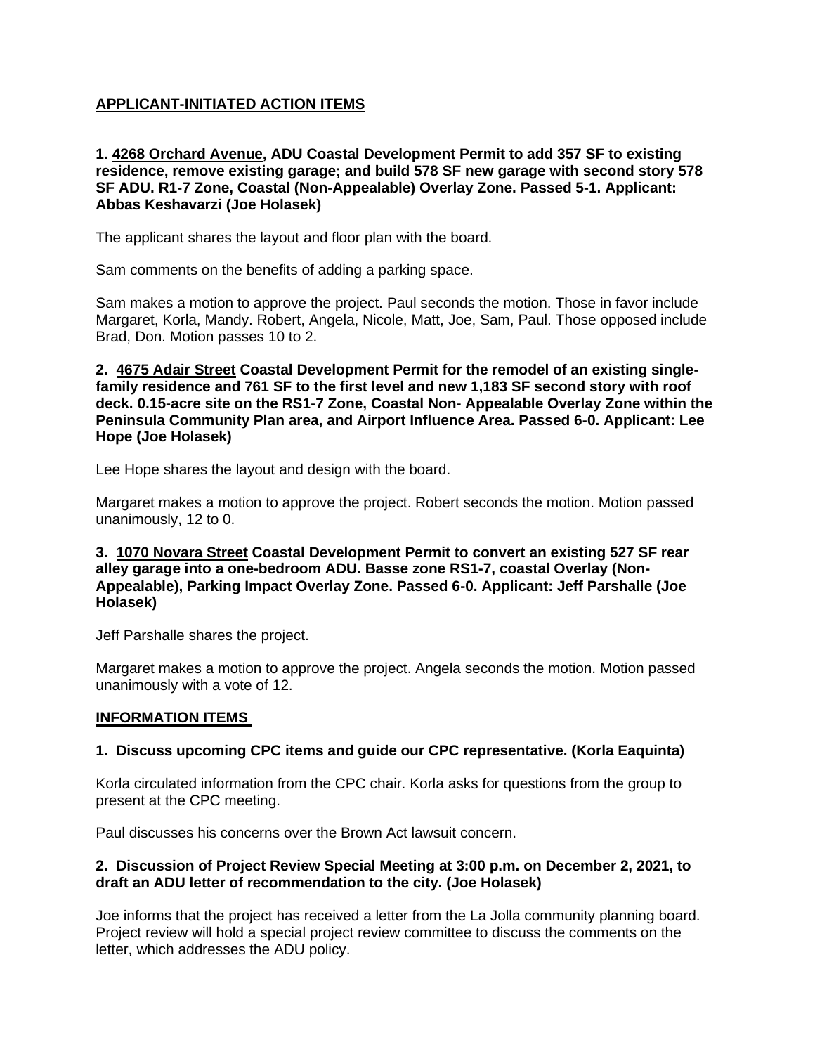## APPLICANT-INITIATED ACTION ITEMS

**1. 4268 Orchard Avenue, ADU Coastal Development Permit to add 357 SF to existing residence, remove existing garage; and build 578 SF new garage with second story 578 SF ADU. R1-7 Zone, Coastal (Non-Appealable) Overlay Zone. Passed 5-1. Applicant: Abbas Keshavarzi (Joe Holasek)**

The applicant shares the layout and floor plan with the board.

Sam comments on the benefits of adding a parking space.

Sam makes a motion to approve the project. Paul seconds the motion. Those in favor include Margaret, Korla, Mandy. Robert, Angela, Nicole, Matt, Joe, Sam, Paul. Those opposed include Brad, Don. Motion passes 10 to 2.

**2. 4675 Adair Street Coastal Development Permit for the remodel of an existing single-family residence and 761 SF to the first level and new 1,183 SF second story with roof deck. 0.15-acre site on the RS1-7 Zone, Coastal Non- Appealable Overlay Zone within the Peninsula Community Plan area, and Airport Influence Area. Passed 6-0. Applicant: Lee Hope (Joe Holasek)**

Lee Hope shares the layout and design with the board.

Margaret makes a motion to approve the project. Robert seconds the motion. Motion passed unanimously, 12 to 0.

**3. 1070 Novara Street Coastal Development Permit to convert an existing 527 SF rear alley garage into a one-bedroom ADU. Basse zone RS1-7, coastal Overlay (Non-Appealable), Parking Impact Overlay Zone. Passed 6-0. Applicant: Jeff Parshalle (Joe Holasek)**

Jeff Parshalle shares the project.

Margaret makes a motion to approve the project. Angela seconds the motion. Motion passed unanimously with a vote of 12.

## INFORMATION ITEMS

**1. Discuss upcoming CPC items and guide our CPC representative. (Korla Eaquinta)**

Korla circulated information from the CPC chair. Korla asks for questions from the group to present at the CPC meeting.

Paul discusses his concerns over the Brown Act lawsuit concern.

**2. Discussion of Project Review Special Meeting at 3:00 p.m. on December 2, 2021, to draft an ADU letter of recommendation to the city. (Joe Holasek)**

Joe informs that the project has received a letter from the La Jolla community planning board. Project review will hold a special project review committee to discuss the comments on the letter, which addresses the ADU policy.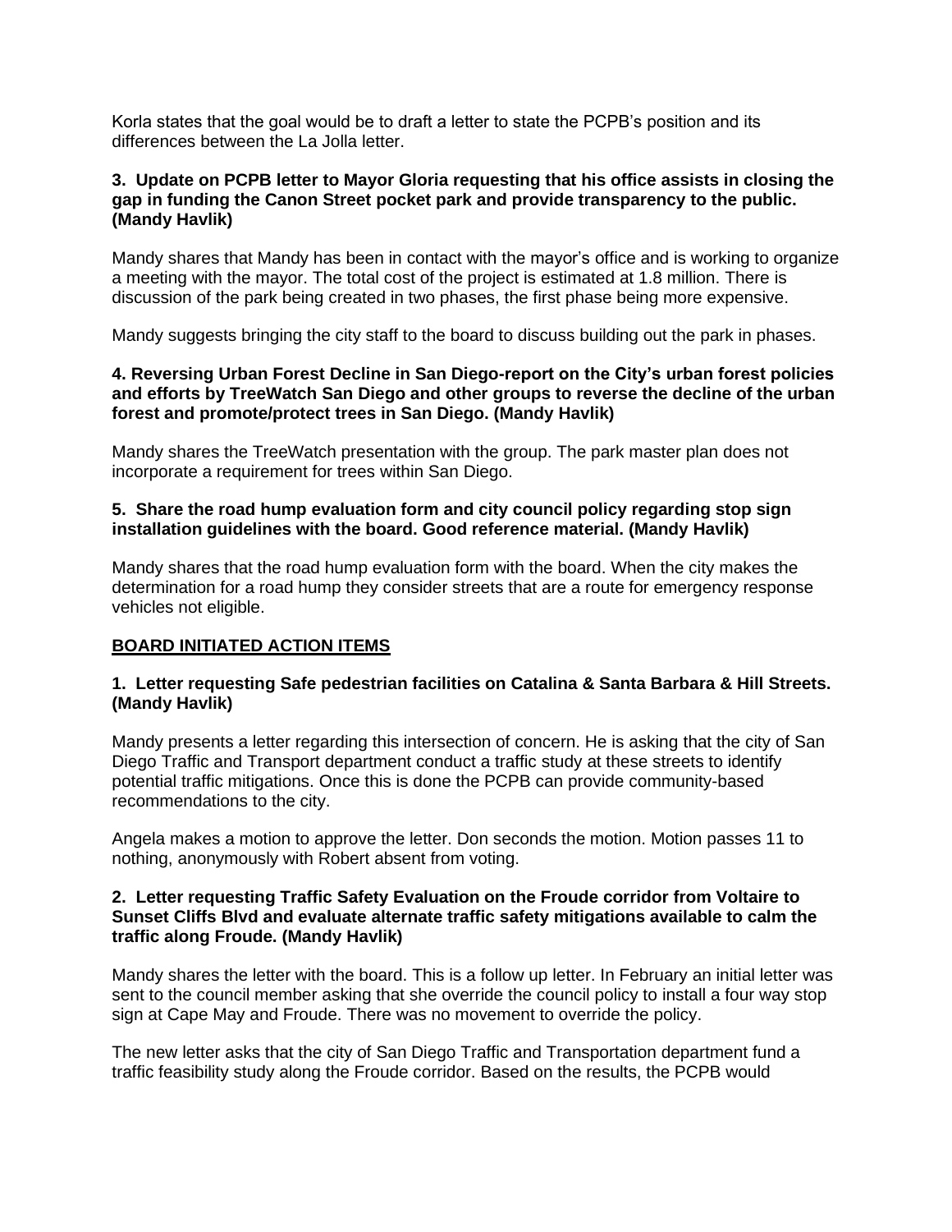Korla states that the goal would be to draft a letter to state the PCPB's position and its differences between the La Jolla letter.

**3. Update on PCPB letter to Mayor Gloria requesting that his office assists in closing the gap in funding the Canon Street pocket park and provide transparency to the public. (Mandy Havlik)**

Mandy shares that Mandy has been in contact with the mayor's office and is working to organize a meeting with the mayor. The total cost of the project is estimated at 1.8 million. There is discussion of the park being created in two phases, the first phase being more expensive.

Mandy suggests bringing the city staff to the board to discuss building out the park in phases.

**4. Reversing Urban Forest Decline in San Diego-report on the City's urban forest policies and efforts by TreeWatch San Diego and other groups to reverse the decline of the urban forest and promote/protect trees in San Diego. (Mandy Havlik)**

Mandy shares the TreeWatch presentation with the group. The park master plan does not incorporate a requirement for trees within San Diego.

**5. Share the road hump evaluation form and city council policy regarding stop sign installation guidelines with the board. Good reference material. (Mandy Havlik)**

Mandy shares that the road hump evaluation form with the board. When the city makes the determination for a road hump they consider streets that are a route for emergency response vehicles not eligible.

**<u>BOARD INITIATED ACTION ITEMS</u>**

**1. Letter requesting Safe pedestrian facilities on Catalina & Santa Barbara & Hill Streets. (Mandy Havlik)**

Mandy presents a letter regarding this intersection of concern. He is asking that the city of San Diego Traffic and Transport department conduct a traffic study at these streets to identify potential traffic mitigations. Once this is done the PCPB can provide community-based recommendations to the city.

Angela makes a motion to approve the letter. Don seconds the motion. Motion passes 11 to nothing, anonymously with Robert absent from voting.

**2. Letter requesting Traffic Safety Evaluation on the Froude corridor from Voltaire to Sunset Cliffs Blvd and evaluate alternate traffic safety mitigations available to calm the traffic along Froude. (Mandy Havlik)**

Mandy shares the letter with the board. This is a follow up letter. In February an initial letter was sent to the council member asking that she override the council policy to install a four way stop sign at Cape May and Froude. There was no movement to override the policy.

The new letter asks that the city of San Diego Traffic and Transportation department fund a traffic feasibility study along the Froude corridor. Based on the results, the PCPB would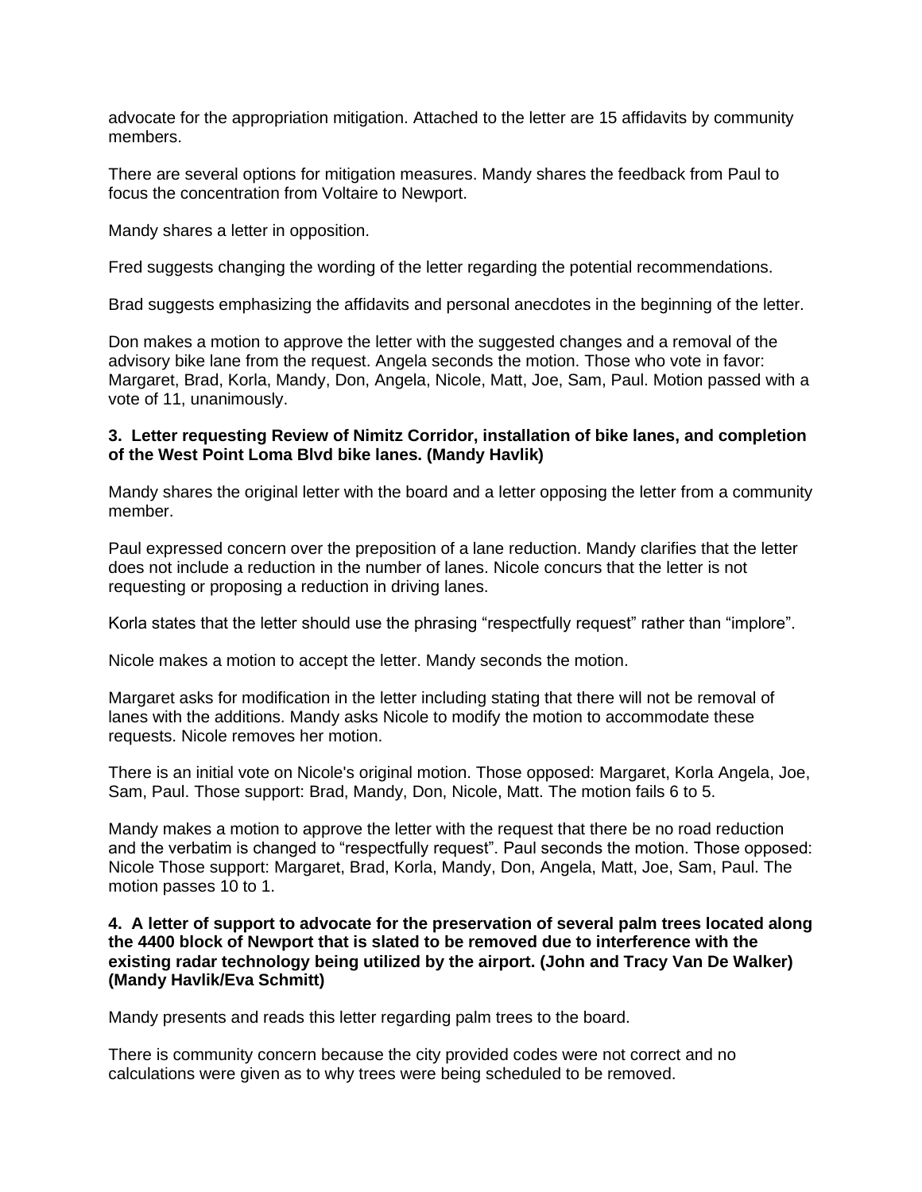advocate for the appropriation mitigation. Attached to the letter are 15 affidavits by community members.

There are several options for mitigation measures. Mandy shares the feedback from Paul to focus the concentration from Voltaire to Newport.

Mandy shares a letter in opposition.

Fred suggests changing the wording of the letter regarding the potential recommendations.

Brad suggests emphasizing the affidavits and personal anecdotes in the beginning of the letter.

Don makes a motion to approve the letter with the suggested changes and a removal of the advisory bike lane from the request. Angela seconds the motion. Those who vote in favor: Margaret, Brad, Korla, Mandy, Don, Angela, Nicole, Matt, Joe, Sam, Paul. Motion passed with a vote of 11, unanimously.

**3. Letter requesting Review of Nimitz Corridor, installation of bike lanes, and completion of the West Point Loma Blvd bike lanes. (Mandy Havlik)**

Mandy shares the original letter with the board and a letter opposing the letter from a community member.

Paul expressed concern over the preposition of a lane reduction. Mandy clarifies that the letter does not include a reduction in the number of lanes. Nicole concurs that the letter is not requesting or proposing a reduction in driving lanes.

Korla states that the letter should use the phrasing "respectfully request" rather than "implore".

Nicole makes a motion to accept the letter. Mandy seconds the motion.

Margaret asks for modification in the letter including stating that there will not be removal of lanes with the additions. Mandy asks Nicole to modify the motion to accommodate these requests. Nicole removes her motion.

There is an initial vote on Nicole's original motion. Those opposed: Margaret, Korla Angela, Joe, Sam, Paul. Those support: Brad, Mandy, Don, Nicole, Matt. The motion fails 6 to 5.

Mandy makes a motion to approve the letter with the request that there be no road reduction and the verbatim is changed to "respectfully request". Paul seconds the motion. Those opposed: Nicole Those support: Margaret, Brad, Korla, Mandy, Don, Angela, Matt, Joe, Sam, Paul. The motion passes 10 to 1.

**4. A letter of support to advocate for the preservation of several palm trees located along the 4400 block of Newport that is slated to be removed due to interference with the existing radar technology being utilized by the airport. (John and Tracy Van De Walker) (Mandy Havlik/Eva Schmitt)**

Mandy presents and reads this letter regarding palm trees to the board.

There is community concern because the city provided codes were not correct and no calculations were given as to why trees were being scheduled to be removed.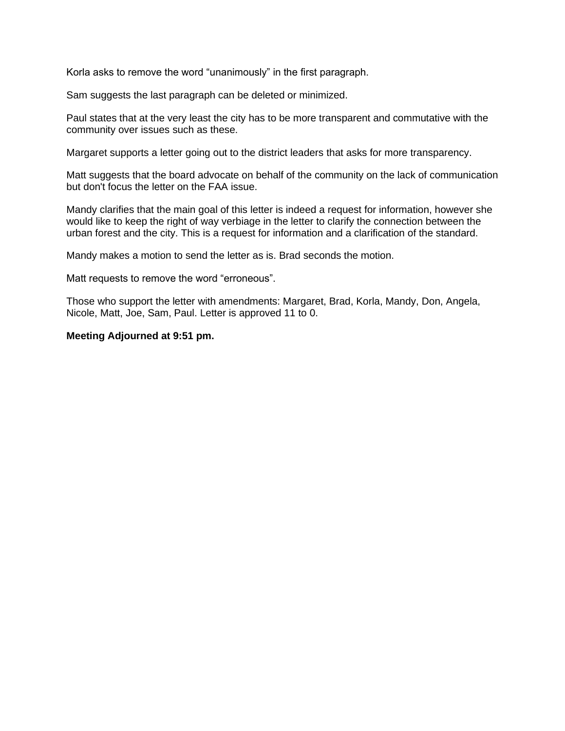Korla asks to remove the word “unanimously” in the first paragraph.

Sam suggests the last paragraph can be deleted or minimized.

Paul states that at the very least the city has to be more transparent and commutative with the community over issues such as these.

Margaret supports a letter going out to the district leaders that asks for more transparency.

Matt suggests that the board advocate on behalf of the community on the lack of communication but don't focus the letter on the FAA issue.

Mandy clarifies that the main goal of this letter is indeed a request for information, however she would like to keep the right of way verbiage in the letter to clarify the connection between the urban forest and the city. This is a request for information and a clarification of the standard.

Mandy makes a motion to send the letter as is. Brad seconds the motion.

Matt requests to remove the word “erroneous”.

Those who support the letter with amendments: Margaret, Brad, Korla, Mandy, Don, Angela, Nicole, Matt, Joe, Sam, Paul. Letter is approved 11 to 0.

**Meeting Adjourned at 9:51 pm.**